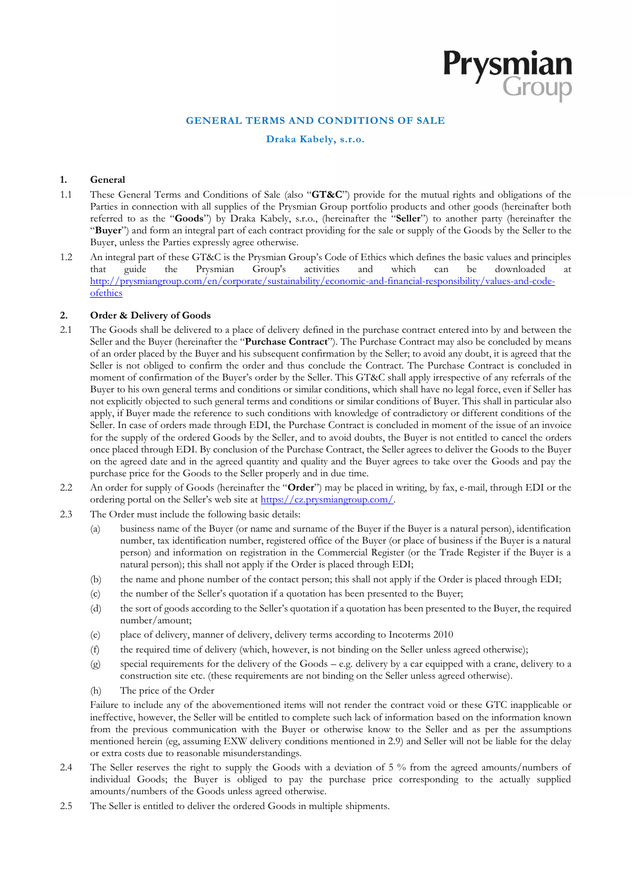## GENERAL TERMS AND CONDITIONS OF SALE

**Draka Kabely, s.r.o.**

### 1. General

1.1 These General Terms and Conditions of Sale (also "**GT&C**") provide for the mutual rights and obligations of the Parties in connection with all supplies of the Prysmian Group portfolio products and other goods (hereinafter both referred to as the "**Goods**") by Draka Kabely, s.r.o., (hereinafter the "**Seller**") to another party (hereinafter the "**Buyer**") and form an integral part of each contract providing for the sale or supply of the Goods by the Seller to the Buyer, unless the Parties expressly agree otherwise.

1.2 An integral part of these GT&C is the Prysmian Group's Code of Ethics which defines the basic values and principles that guide the Prysmian Group's activities and which can be downloaded at http://prysmiangroup.com/en/corporate/sustainability/economic-and-financial-responsibility/values-and-code-ofethics

### 2. Order & Delivery of Goods

2.1 The Goods shall be delivered to a place of delivery defined in the purchase contract entered into by and between the Seller and the Buyer (hereinafter the "**Purchase Contract**"). The Purchase Contract may also be concluded by means of an order placed by the Buyer and his subsequent confirmation by the Seller; to avoid any doubt, it is agreed that the Seller is not obliged to confirm the order and thus conclude the Contract. The Purchase Contract is concluded in moment of confirmation of the Buyer's order by the Seller. This GT&C shall apply irrespective of any referrals of the Buyer to his own general terms and conditions or similar conditions, which shall have no legal force, even if Seller has not explicitly objected to such general terms and conditions or similar conditions of Buyer. This shall in particular also apply, if Buyer made the reference to such conditions with knowledge of contradictory or different conditions of the Seller. In case of orders made through EDI, the Purchase Contract is concluded in moment of the issue of an invoice for the supply of the ordered Goods by the Seller, and to avoid doubts, the Buyer is not entitled to cancel the orders once placed through EDI. By conclusion of the Purchase Contract, the Seller agrees to deliver the Goods to the Buyer on the agreed date and in the agreed quantity and quality and the Buyer agrees to take over the Goods and pay the purchase price for the Goods to the Seller properly and in due time.

2.2 An order for supply of Goods (hereinafter the "**Order**") may be placed in writing, by fax, e-mail, through EDI or the ordering portal on the Seller's web site at https://cz.prysmiangroup.com/.

2.3 The Order must include the following basic details:

(a) business name of the Buyer (or name and surname of the Buyer if the Buyer is a natural person), identification number, tax identification number, registered office of the Buyer (or place of business if the Buyer is a natural person) and information on registration in the Commercial Register (or the Trade Register if the Buyer is a natural person); this shall not apply if the Order is placed through EDI;

(b) the name and phone number of the contact person; this shall not apply if the Order is placed through EDI;

(c) the number of the Seller's quotation if a quotation has been presented to the Buyer;

(d) the sort of goods according to the Seller's quotation if a quotation has been presented to the Buyer, the required number/amount;

(e) place of delivery, manner of delivery, delivery terms according to Incoterms 2010

(f) the required time of delivery (which, however, is not binding on the Seller unless agreed otherwise);

(g) special requirements for the delivery of the Goods – e.g. delivery by a car equipped with a crane, delivery to a construction site etc. (these requirements are not binding on the Seller unless agreed otherwise).

(h) The price of the Order

Failure to include any of the abovementioned items will not render the contract void or these GTC inapplicable or ineffective, however, the Seller will be entitled to complete such lack of information based on the information known from the previous communication with the Buyer or otherwise know to the Seller and as per the assumptions mentioned herein (eg, assuming EXW delivery conditions mentioned in 2.9) and Seller will not be liable for the delay or extra costs due to reasonable misunderstandings.

2.4 The Seller reserves the right to supply the Goods with a deviation of 5 % from the agreed amounts/numbers of individual Goods; the Buyer is obliged to pay the purchase price corresponding to the actually supplied amounts/numbers of the Goods unless agreed otherwise.

2.5 The Seller is entitled to deliver the ordered Goods in multiple shipments.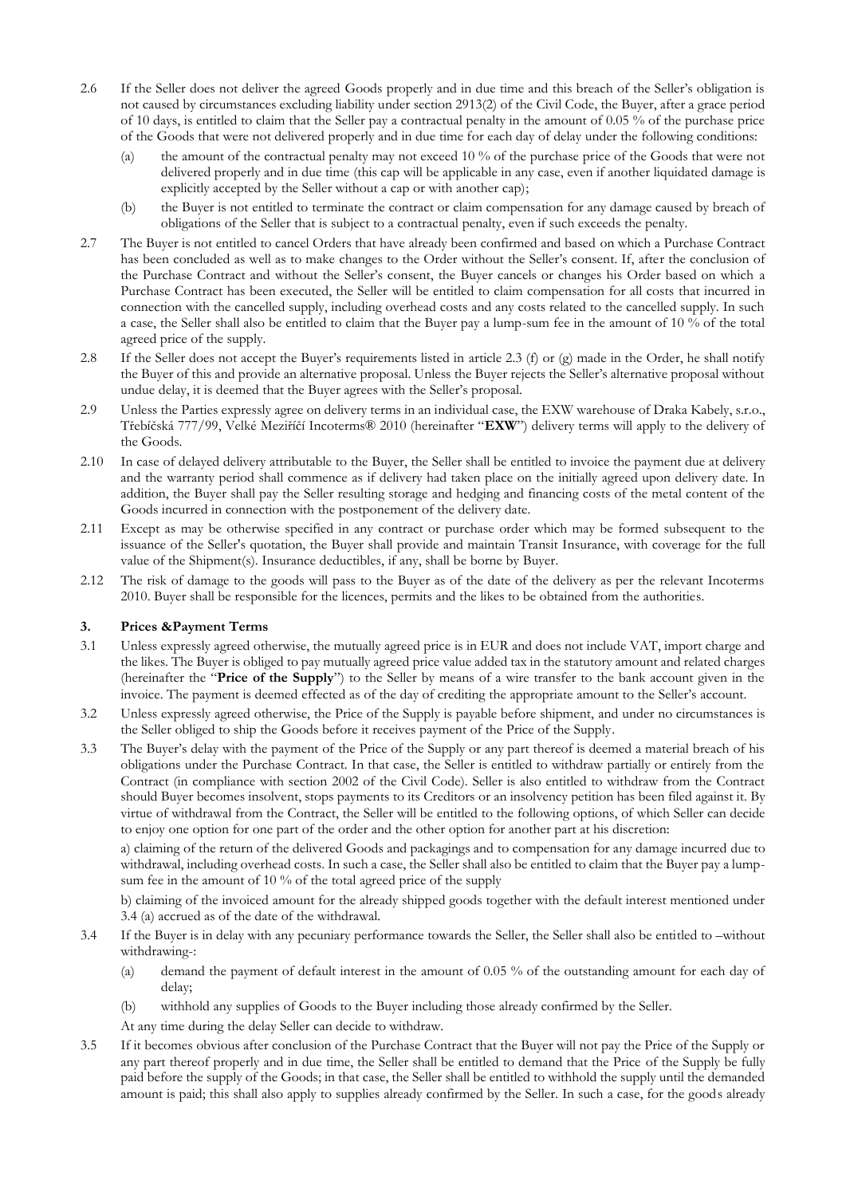2.6 If the Seller does not deliver the agreed Goods properly and in due time and this breach of the Seller's obligation is not caused by circumstances excluding liability under section 2913(2) of the Civil Code, the Buyer, after a grace period of 10 days, is entitled to claim that the Seller pay a contractual penalty in the amount of 0.05 % of the purchase price of the Goods that were not delivered properly and in due time for each day of delay under the following conditions:

   (a) the amount of the contractual penalty may not exceed 10 % of the purchase price of the Goods that were not delivered properly and in due time (this cap will be applicable in any case, even if another liquidated damage is explicitly accepted by the Seller without a cap or with another cap);

   (b) the Buyer is not entitled to terminate the contract or claim compensation for any damage caused by breach of obligations of the Seller that is subject to a contractual penalty, even if such exceeds the penalty.

2.7 The Buyer is not entitled to cancel Orders that have already been confirmed and based on which a Purchase Contract has been concluded as well as to make changes to the Order without the Seller's consent. If, after the conclusion of the Purchase Contract and without the Seller's consent, the Buyer cancels or changes his Order based on which a Purchase Contract has been executed, the Seller will be entitled to claim compensation for all costs that incurred in connection with the cancelled supply, including overhead costs and any costs related to the cancelled supply. In such a case, the Seller shall also be entitled to claim that the Buyer pay a lump-sum fee in the amount of 10 % of the total agreed price of the supply.

2.8 If the Seller does not accept the Buyer's requirements listed in article 2.3 (f) or (g) made in the Order, he shall notify the Buyer of this and provide an alternative proposal. Unless the Buyer rejects the Seller's alternative proposal without undue delay, it is deemed that the Buyer agrees with the Seller's proposal.

2.9 Unless the Parties expressly agree on delivery terms in an individual case, the EXW warehouse of Draka Kabely, s.r.o., Třebíčská 777/99, Velké Meziříčí Incoterms® 2010 (hereinafter "**EXW**") delivery terms will apply to the delivery of the Goods.

2.10 In case of delayed delivery attributable to the Buyer, the Seller shall be entitled to invoice the payment due at delivery and the warranty period shall commence as if delivery had taken place on the initially agreed upon delivery date. In addition, the Buyer shall pay the Seller resulting storage and hedging and financing costs of the metal content of the Goods incurred in connection with the postponement of the delivery date.

2.11 Except as may be otherwise specified in any contract or purchase order which may be formed subsequent to the issuance of the Seller's quotation, the Buyer shall provide and maintain Transit Insurance, with coverage for the full value of the Shipment(s). Insurance deductibles, if any, shall be borne by Buyer.

2.12 The risk of damage to the goods will pass to the Buyer as of the date of the delivery as per the relevant Incoterms 2010. Buyer shall be responsible for the licences, permits and the likes to be obtained from the authorities.

## 3. Prices &Payment Terms

3.1 Unless expressly agreed otherwise, the mutually agreed price is in EUR and does not include VAT, import charge and the likes. The Buyer is obliged to pay mutually agreed price value added tax in the statutory amount and related charges (hereinafter the "**Price of the Supply**") to the Seller by means of a wire transfer to the bank account given in the invoice. The payment is deemed effected as of the day of crediting the appropriate amount to the Seller's account.

3.2 Unless expressly agreed otherwise, the Price of the Supply is payable before shipment, and under no circumstances is the Seller obliged to ship the Goods before it receives payment of the Price of the Supply.

3.3 The Buyer's delay with the payment of the Price of the Supply or any part thereof is deemed a material breach of his obligations under the Purchase Contract. In that case, the Seller is entitled to withdraw partially or entirely from the Contract (in compliance with section 2002 of the Civil Code). Seller is also entitled to withdraw from the Contract should Buyer becomes insolvent, stops payments to its Creditors or an insolvency petition has been filed against it. By virtue of withdrawal from the Contract, the Seller will be entitled to the following options, of which Seller can decide to enjoy one option for one part of the order and the other option for another part at his discretion:

   a) claiming of the return of the delivered Goods and packagings and to compensation for any damage incurred due to withdrawal, including overhead costs. In such a case, the Seller shall also be entitled to claim that the Buyer pay a lump-sum fee in the amount of 10 % of the total agreed price of the supply

   b) claiming of the invoiced amount for the already shipped goods together with the default interest mentioned under 3.4 (a) accrued as of the date of the withdrawal.

3.4 If the Buyer is in delay with any pecuniary performance towards the Seller, the Seller shall also be entitled to –without withdrawing-:

   (a) demand the payment of default interest in the amount of 0.05 % of the outstanding amount for each day of delay;

   (b) withhold any supplies of Goods to the Buyer including those already confirmed by the Seller.

   At any time during the delay Seller can decide to withdraw.

3.5 If it becomes obvious after conclusion of the Purchase Contract that the Buyer will not pay the Price of the Supply or any part thereof properly and in due time, the Seller shall be entitled to demand that the Price of the Supply be fully paid before the supply of the Goods; in that case, the Seller shall be entitled to withhold the supply until the demanded amount is paid; this shall also apply to supplies already confirmed by the Seller. In such a case, for the goods already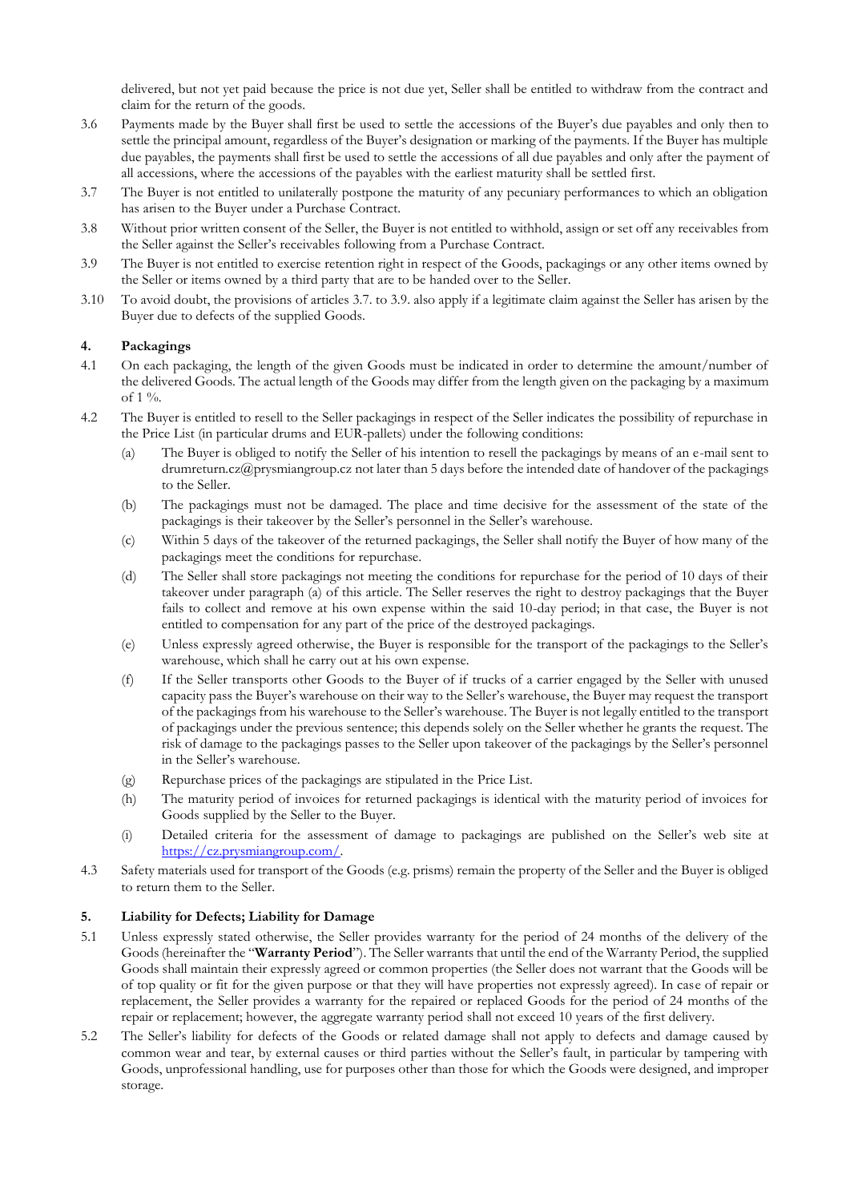delivered, but not yet paid because the price is not due yet, Seller shall be entitled to withdraw from the contract and claim for the return of the goods.

3.6 Payments made by the Buyer shall first be used to settle the accessions of the Buyer's due payables and only then to settle the principal amount, regardless of the Buyer's designation or marking of the payments. If the Buyer has multiple due payables, the payments shall first be used to settle the accessions of all due payables and only after the payment of all accessions, where the accessions of the payables with the earliest maturity shall be settled first.

3.7 The Buyer is not entitled to unilaterally postpone the maturity of any pecuniary performances to which an obligation has arisen to the Buyer under a Purchase Contract.

3.8 Without prior written consent of the Seller, the Buyer is not entitled to withhold, assign or set off any receivables from the Seller against the Seller's receivables following from a Purchase Contract.

3.9 The Buyer is not entitled to exercise retention right in respect of the Goods, packagings or any other items owned by the Seller or items owned by a third party that are to be handed over to the Seller.

3.10 To avoid doubt, the provisions of articles 3.7. to 3.9. also apply if a legitimate claim against the Seller has arisen by the Buyer due to defects of the supplied Goods.

## 4. Packagings

4.1 On each packaging, the length of the given Goods must be indicated in order to determine the amount/number of the delivered Goods. The actual length of the Goods may differ from the length given on the packaging by a maximum of 1 %.

4.2 The Buyer is entitled to resell to the Seller packagings in respect of the Seller indicates the possibility of repurchase in the Price List (in particular drums and EUR-pallets) under the following conditions:

(a) The Buyer is obliged to notify the Seller of his intention to resell the packagings by means of an e-mail sent to drumreturn.cz@prysmiangroup.cz not later than 5 days before the intended date of handover of the packagings to the Seller.

(b) The packagings must not be damaged. The place and time decisive for the assessment of the state of the packagings is their takeover by the Seller's personnel in the Seller's warehouse.

(c) Within 5 days of the takeover of the returned packagings, the Seller shall notify the Buyer of how many of the packagings meet the conditions for repurchase.

(d) The Seller shall store packagings not meeting the conditions for repurchase for the period of 10 days of their takeover under paragraph (a) of this article. The Seller reserves the right to destroy packagings that the Buyer fails to collect and remove at his own expense within the said 10-day period; in that case, the Buyer is not entitled to compensation for any part of the price of the destroyed packagings.

(e) Unless expressly agreed otherwise, the Buyer is responsible for the transport of the packagings to the Seller's warehouse, which shall he carry out at his own expense.

(f) If the Seller transports other Goods to the Buyer of if trucks of a carrier engaged by the Seller with unused capacity pass the Buyer's warehouse on their way to the Seller's warehouse, the Buyer may request the transport of the packagings from his warehouse to the Seller's warehouse. The Buyer is not legally entitled to the transport of packagings under the previous sentence; this depends solely on the Seller whether he grants the request. The risk of damage to the packagings passes to the Seller upon takeover of the packagings by the Seller's personnel in the Seller's warehouse.

(g) Repurchase prices of the packagings are stipulated in the Price List.

(h) The maturity period of invoices for returned packagings is identical with the maturity period of invoices for Goods supplied by the Seller to the Buyer.

(i) Detailed criteria for the assessment of damage to packagings are published on the Seller's web site at https://cz.prysmiangroup.com/.

4.3 Safety materials used for transport of the Goods (e.g. prisms) remain the property of the Seller and the Buyer is obliged to return them to the Seller.

## 5. Liability for Defects; Liability for Damage

5.1 Unless expressly stated otherwise, the Seller provides warranty for the period of 24 months of the delivery of the Goods (hereinafter the "**Warranty Period**"). The Seller warrants that until the end of the Warranty Period, the supplied Goods shall maintain their expressly agreed or common properties (the Seller does not warrant that the Goods will be of top quality or fit for the given purpose or that they will have properties not expressly agreed). In case of repair or replacement, the Seller provides a warranty for the repaired or replaced Goods for the period of 24 months of the repair or replacement; however, the aggregate warranty period shall not exceed 10 years of the first delivery.

5.2 The Seller's liability for defects of the Goods or related damage shall not apply to defects and damage caused by common wear and tear, by external causes or third parties without the Seller's fault, in particular by tampering with Goods, unprofessional handling, use for purposes other than those for which the Goods were designed, and improper storage.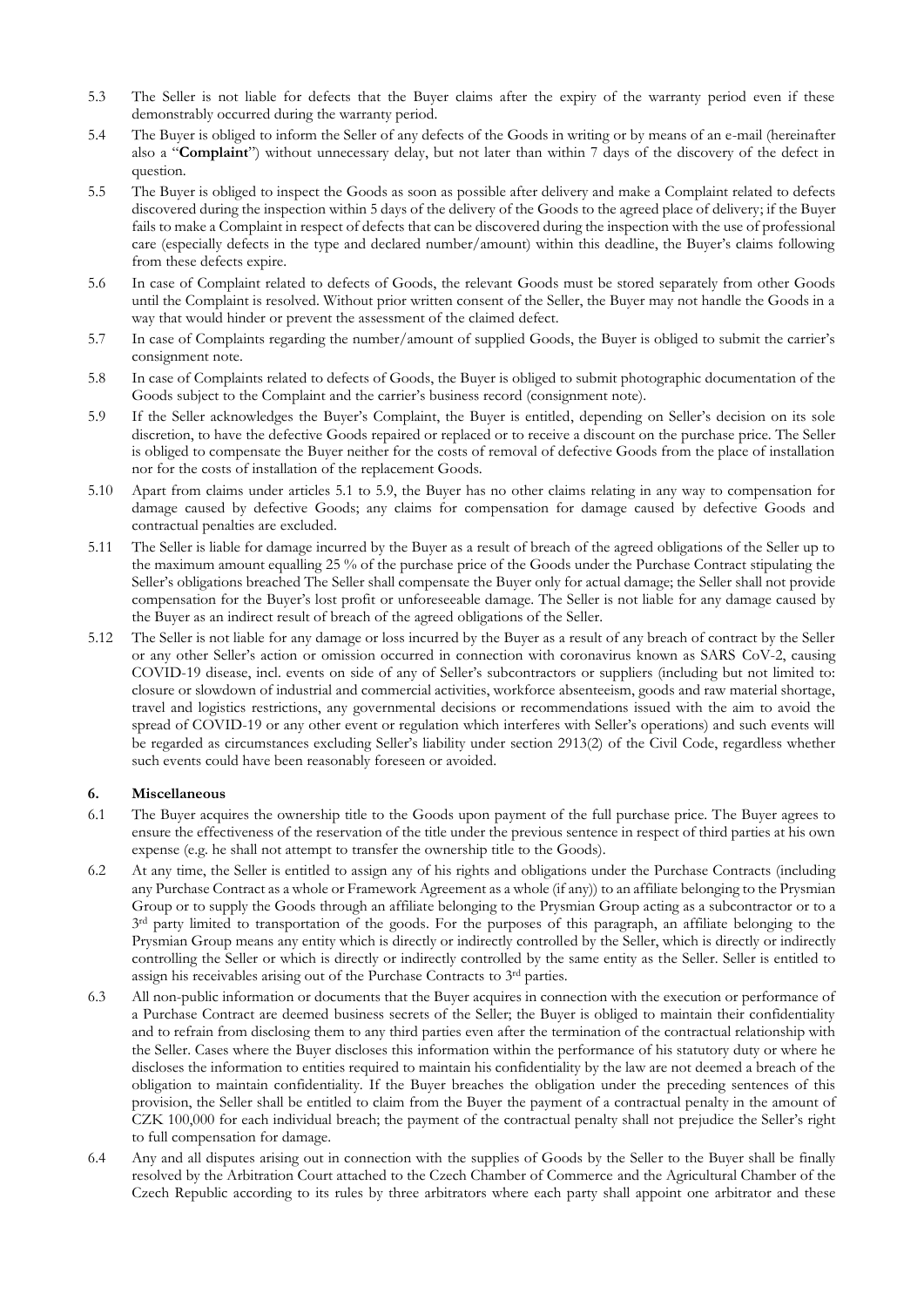5.3 The Seller is not liable for defects that the Buyer claims after the expiry of the warranty period even if these demonstrably occurred during the warranty period.

5.4 The Buyer is obliged to inform the Seller of any defects of the Goods in writing or by means of an e-mail (hereinafter also a "**Complaint**") without unnecessary delay, but not later than within 7 days of the discovery of the defect in question.

5.5 The Buyer is obliged to inspect the Goods as soon as possible after delivery and make a Complaint related to defects discovered during the inspection within 5 days of the delivery of the Goods to the agreed place of delivery; if the Buyer fails to make a Complaint in respect of defects that can be discovered during the inspection with the use of professional care (especially defects in the type and declared number/amount) within this deadline, the Buyer's claims following from these defects expire.

5.6 In case of Complaint related to defects of Goods, the relevant Goods must be stored separately from other Goods until the Complaint is resolved. Without prior written consent of the Seller, the Buyer may not handle the Goods in a way that would hinder or prevent the assessment of the claimed defect.

5.7 In case of Complaints regarding the number/amount of supplied Goods, the Buyer is obliged to submit the carrier's consignment note.

5.8 In case of Complaints related to defects of Goods, the Buyer is obliged to submit photographic documentation of the Goods subject to the Complaint and the carrier's business record (consignment note).

5.9 If the Seller acknowledges the Buyer's Complaint, the Buyer is entitled, depending on Seller's decision on its sole discretion, to have the defective Goods repaired or replaced or to receive a discount on the purchase price. The Seller is obliged to compensate the Buyer neither for the costs of removal of defective Goods from the place of installation nor for the costs of installation of the replacement Goods.

5.10 Apart from claims under articles 5.1 to 5.9, the Buyer has no other claims relating in any way to compensation for damage caused by defective Goods; any claims for compensation for damage caused by defective Goods and contractual penalties are excluded.

5.11 The Seller is liable for damage incurred by the Buyer as a result of breach of the agreed obligations of the Seller up to the maximum amount equalling 25 % of the purchase price of the Goods under the Purchase Contract stipulating the Seller's obligations breached The Seller shall compensate the Buyer only for actual damage; the Seller shall not provide compensation for the Buyer's lost profit or unforeseeable damage. The Seller is not liable for any damage caused by the Buyer as an indirect result of breach of the agreed obligations of the Seller.

5.12 The Seller is not liable for any damage or loss incurred by the Buyer as a result of any breach of contract by the Seller or any other Seller's action or omission occurred in connection with coronavirus known as SARS CoV-2, causing COVID-19 disease, incl. events on side of any of Seller's subcontractors or suppliers (including but not limited to: closure or slowdown of industrial and commercial activities, workforce absenteeism, goods and raw material shortage, travel and logistics restrictions, any governmental decisions or recommendations issued with the aim to avoid the spread of COVID-19 or any other event or regulation which interferes with Seller's operations) and such events will be regarded as circumstances excluding Seller's liability under section 2913(2) of the Civil Code, regardless whether such events could have been reasonably foreseen or avoided.

## 6. Miscellaneous

6.1 The Buyer acquires the ownership title to the Goods upon payment of the full purchase price. The Buyer agrees to ensure the effectiveness of the reservation of the title under the previous sentence in respect of third parties at his own expense (e.g. he shall not attempt to transfer the ownership title to the Goods).

6.2 At any time, the Seller is entitled to assign any of his rights and obligations under the Purchase Contracts (including any Purchase Contract as a whole or Framework Agreement as a whole (if any)) to an affiliate belonging to the Prysmian Group or to supply the Goods through an affiliate belonging to the Prysmian Group acting as a subcontractor or to a 3rd party limited to transportation of the goods. For the purposes of this paragraph, an affiliate belonging to the Prysmian Group means any entity which is directly or indirectly controlled by the Seller, which is directly or indirectly controlling the Seller or which is directly or indirectly controlled by the same entity as the Seller. Seller is entitled to assign his receivables arising out of the Purchase Contracts to 3rd parties.

6.3 All non-public information or documents that the Buyer acquires in connection with the execution or performance of a Purchase Contract are deemed business secrets of the Seller; the Buyer is obliged to maintain their confidentiality and to refrain from disclosing them to any third parties even after the termination of the contractual relationship with the Seller. Cases where the Buyer discloses this information within the performance of his statutory duty or where he discloses the information to entities required to maintain his confidentiality by the law are not deemed a breach of the obligation to maintain confidentiality. If the Buyer breaches the obligation under the preceding sentences of this provision, the Seller shall be entitled to claim from the Buyer the payment of a contractual penalty in the amount of CZK 100,000 for each individual breach; the payment of the contractual penalty shall not prejudice the Seller's right to full compensation for damage.

6.4 Any and all disputes arising out in connection with the supplies of Goods by the Seller to the Buyer shall be finally resolved by the Arbitration Court attached to the Czech Chamber of Commerce and the Agricultural Chamber of the Czech Republic according to its rules by three arbitrators where each party shall appoint one arbitrator and these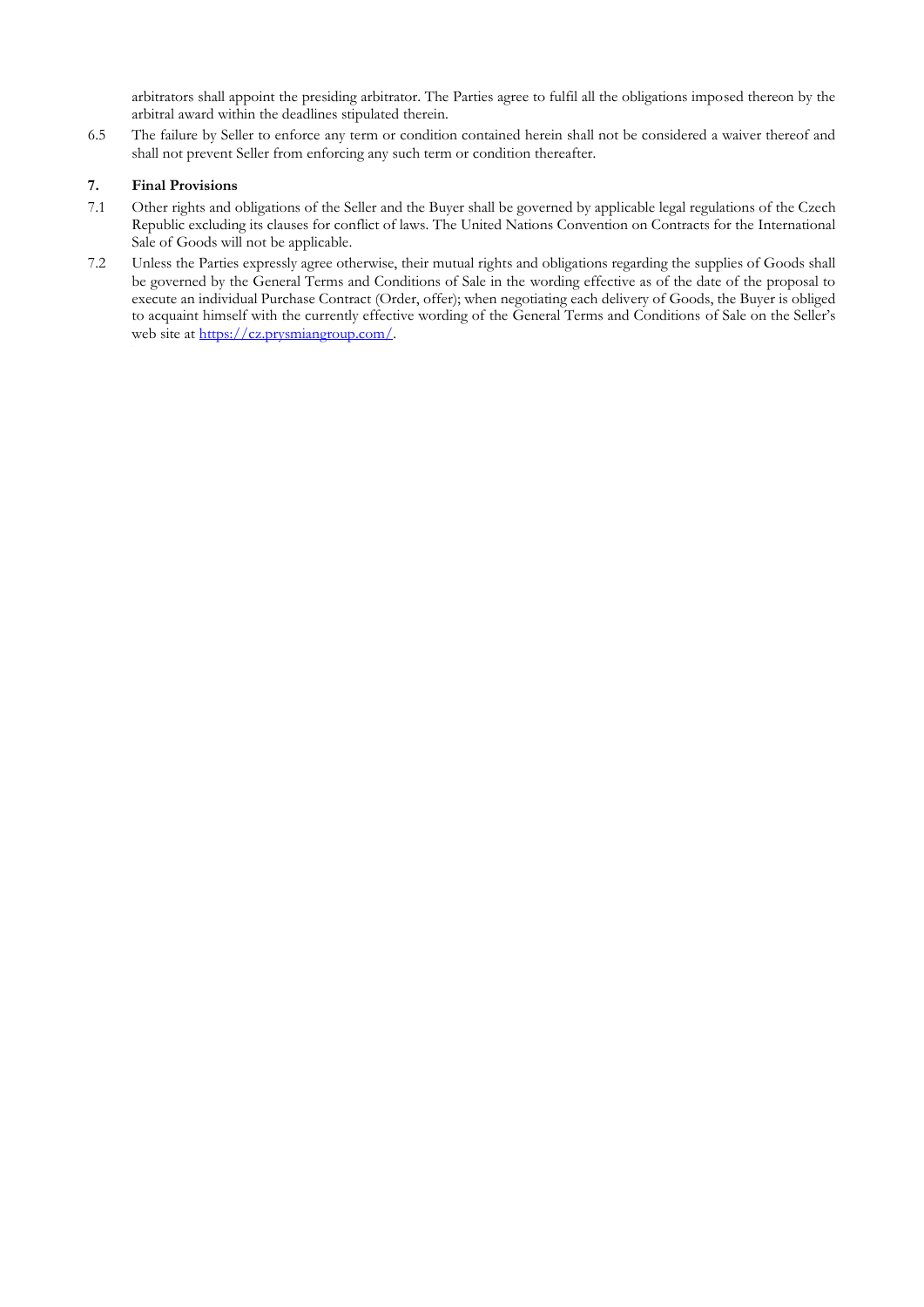arbitrators shall appoint the presiding arbitrator. The Parties agree to fulfil all the obligations imposed thereon by the arbitral award within the deadlines stipulated therein.

6.5 The failure by Seller to enforce any term or condition contained herein shall not be considered a waiver thereof and shall not prevent Seller from enforcing any such term or condition thereafter.

## 7. Final Provisions

7.1 Other rights and obligations of the Seller and the Buyer shall be governed by applicable legal regulations of the Czech Republic excluding its clauses for conflict of laws. The United Nations Convention on Contracts for the International Sale of Goods will not be applicable.

7.2 Unless the Parties expressly agree otherwise, their mutual rights and obligations regarding the supplies of Goods shall be governed by the General Terms and Conditions of Sale in the wording effective as of the date of the proposal to execute an individual Purchase Contract (Order, offer); when negotiating each delivery of Goods, the Buyer is obliged to acquaint himself with the currently effective wording of the General Terms and Conditions of Sale on the Seller's web site at [https://cz.prysmiangroup.com/](https://cz.prysmiangroup.com/).